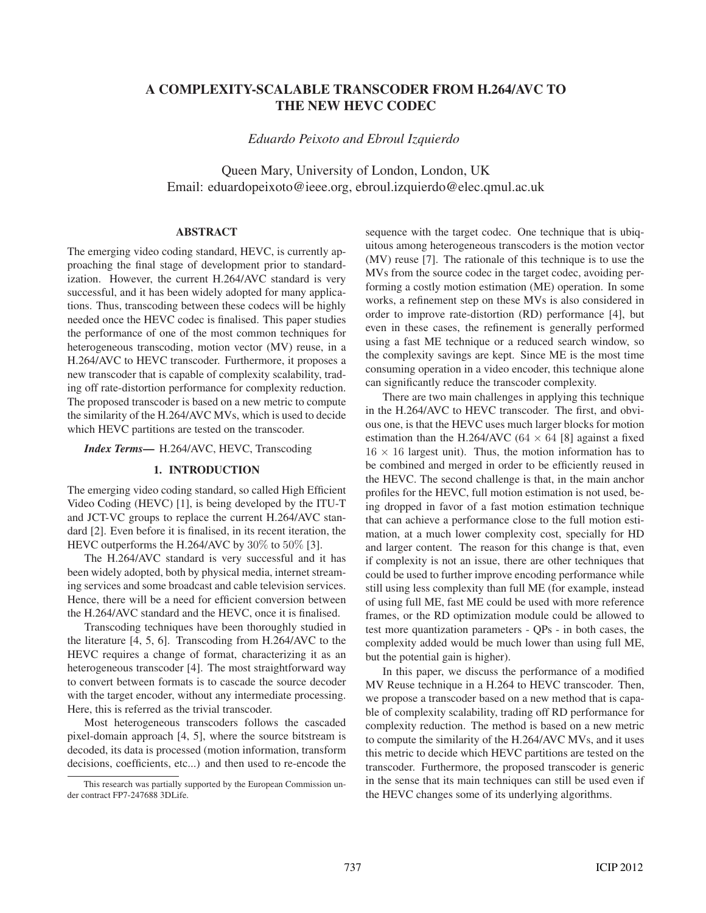# A COMPLEXITY-SCALABLE TRANSCODER FROM H.264/AVC TO THE NEW HEVC CODEC

*Eduardo Peixoto and Ebroul Izquierdo*

Queen Mary, University of London, London, UK
Email: eduardopeixoto@ieee.org, ebroul.izquierdo@elec.qmul.ac.uk

## ABSTRACT

The emerging video coding standard, HEVC, is currently approaching the final stage of development prior to standardization. However, the current H.264/AVC standard is very successful, and it has been widely adopted for many applications. Thus, transcoding between these codecs will be highly needed once the HEVC codec is finalised. This paper studies the performance of one of the most common techniques for heterogeneous transcoding, motion vector (MV) reuse, in a H.264/AVC to HEVC transcoder. Furthermore, it proposes a new transcoder that is capable of complexity scalability, trading off rate-distortion performance for complexity reduction. The proposed transcoder is based on a new metric to compute the similarity of the H.264/AVC MVs, which is used to decide which HEVC partitions are tested on the transcoder.

***Index Terms*—** H.264/AVC, HEVC, Transcoding

## 1. INTRODUCTION

The emerging video coding standard, so called High Efficient Video Coding (HEVC) [1], is being developed by the ITU-T and JCT-VC groups to replace the current H.264/AVC standard [2]. Even before it is finalised, in its recent iteration, the HEVC outperforms the H.264/AVC by $30\%$ to $50\%$ [3].

The H.264/AVC standard is very successful and it has been widely adopted, both by physical media, internet streaming services and some broadcast and cable television services. Hence, there will be a need for efficient conversion between the H.264/AVC standard and the HEVC, once it is finalised.

Transcoding techniques have been thoroughly studied in the literature [4, 5, 6]. Transcoding from H.264/AVC to the HEVC requires a change of format, characterizing it as an heterogeneous transcoder [4]. The most straightforward way to convert between formats is to cascade the source decoder with the target encoder, without any intermediate processing. Here, this is referred as the trivial transcoder.

Most heterogeneous transcoders follows the cascaded pixel-domain approach [4, 5], where the source bitstream is decoded, its data is processed (motion information, transform decisions, coefficients, etc...) and then used to re-encode the sequence with the target codec. One technique that is ubiquitous among heterogeneous transcoders is the motion vector (MV) reuse [7]. The rationale of this technique is to use the MVs from the source codec in the target codec, avoiding performing a costly motion estimation (ME) operation. In some works, a refinement step on these MVs is also considered in order to improve rate-distortion (RD) performance [4], but even in these cases, the refinement is generally performed using a fast ME technique or a reduced search window, so the complexity savings are kept. Since ME is the most time consuming operation in a video encoder, this technique alone can significantly reduce the transcoder complexity.

There are two main challenges in applying this technique in the H.264/AVC to HEVC transcoder. The first, and obvious one, is that the HEVC uses much larger blocks for motion estimation than the H.264/AVC ($64 \times 64$ [8] against a fixed $16 \times 16$ largest unit). Thus, the motion information has to be combined and merged in order to be efficiently reused in the HEVC. The second challenge is that, in the main anchor profiles for the HEVC, full motion estimation is not used, being dropped in favor of a fast motion estimation technique that can achieve a performance close to the full motion estimation, at a much lower complexity cost, specially for HD and larger content. The reason for this change is that, even if complexity is not an issue, there are other techniques that could be used to further improve encoding performance while still using less complexity than full ME (for example, instead of using full ME, fast ME could be used with more reference frames, or the RD optimization module could be allowed to test more quantization parameters - QPs - in both cases, the complexity added would be much lower than using full ME, but the potential gain is higher).

In this paper, we discuss the performance of a modified MV Reuse technique in a H.264 to HEVC transcoder. Then, we propose a transcoder based on a new method that is capable of complexity scalability, trading off RD performance for complexity reduction. The method is based on a new metric to compute the similarity of the H.264/AVC MVs, and it uses this metric to decide which HEVC partitions are tested on the transcoder. Furthermore, the proposed transcoder is generic in the sense that its main techniques can still be used even if the HEVC changes some of its underlying algorithms.

---

This research was partially supported by the European Commission under contract FP7-247688 3DLife.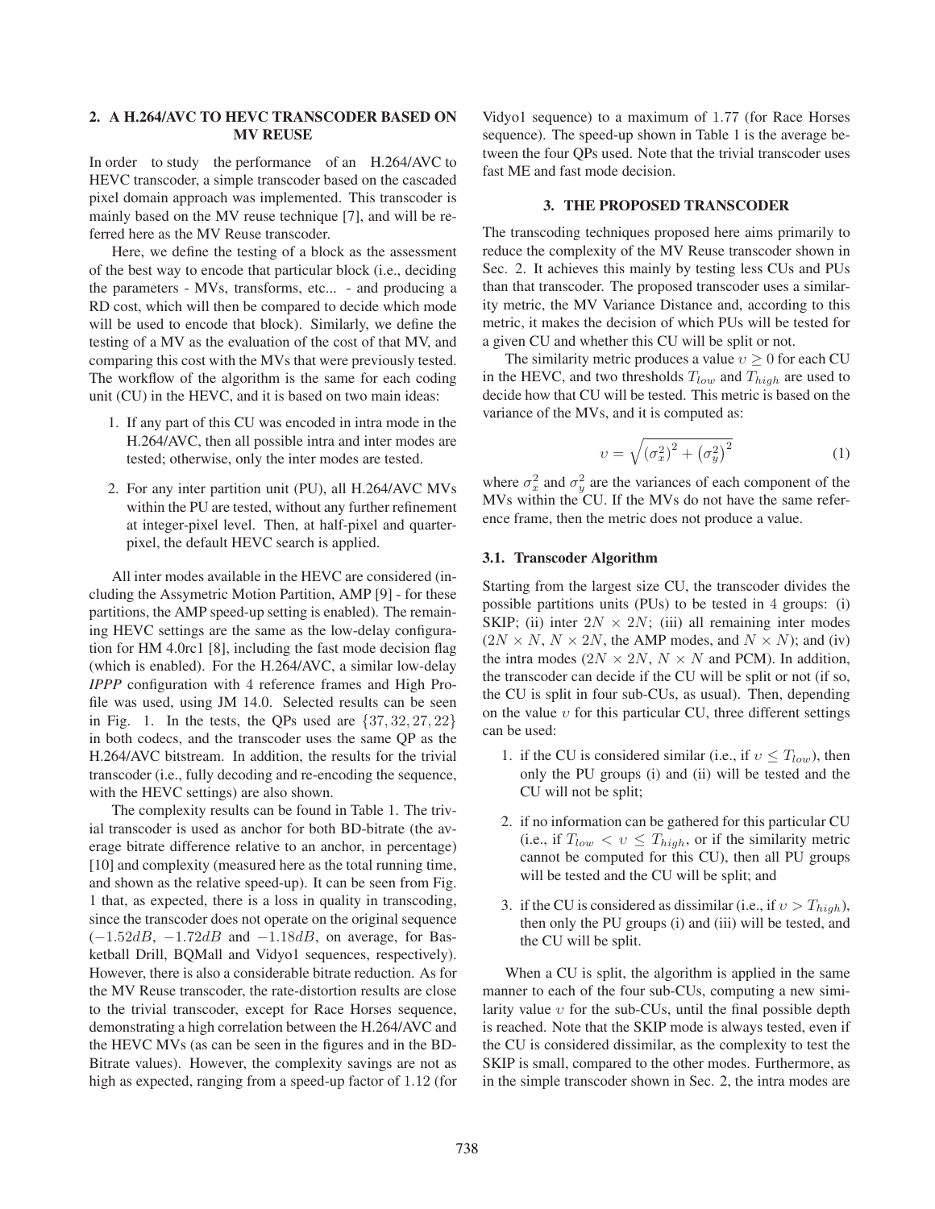## 2. A H.264/AVC TO HEVC TRANSCODER BASED ON MV REUSE

In order to study the performance of an H.264/AVC to HEVC transcoder, a simple transcoder based on the cascaded pixel domain approach was implemented. This transcoder is mainly based on the MV reuse technique [7], and will be referred here as the MV Reuse transcoder.

Here, we define the testing of a block as the assessment of the best way to encode that particular block (i.e., deciding the parameters - MVs, transforms, etc... - and producing a RD cost, which will then be compared to decide which mode will be used to encode that block). Similarly, we define the testing of a MV as the evaluation of the cost of that MV, and comparing this cost with the MVs that were previously tested. The workflow of the algorithm is the same for each coding unit (CU) in the HEVC, and it is based on two main ideas:

1. If any part of this CU was encoded in intra mode in the H.264/AVC, then all possible intra and inter modes are tested; otherwise, only the inter modes are tested.
2. For any inter partition unit (PU), all H.264/AVC MVs within the PU are tested, without any further refinement at integer-pixel level. Then, at half-pixel and quarter-pixel, the default HEVC search is applied.

All inter modes available in the HEVC are considered (including the Assymetric Motion Partition, AMP [9] - for these partitions, the AMP speed-up setting is enabled). The remaining HEVC settings are the same as the low-delay configuration for HM 4.0rc1 [8], including the fast mode decision flag (which is enabled). For the H.264/AVC, a similar low-delay *IPPP* configuration with 4 reference frames and High Profile was used, using JM 14.0. Selected results can be seen in Fig. 1. In the tests, the QPs used are $\{37, 32, 27, 22\}$ in both codecs, and the transcoder uses the same QP as the H.264/AVC bitstream. In addition, the results for the trivial transcoder (i.e., fully decoding and re-encoding the sequence, with the HEVC settings) are also shown.

The complexity results can be found in Table 1. The trivial transcoder is used as anchor for both BD-bitrate (the average bitrate difference relative to an anchor, in percentage) [10] and complexity (measured here as the total running time, and shown as the relative speed-up). It can be seen from Fig. 1 that, as expected, there is a loss in quality in transcoding, since the transcoder does not operate on the original sequence ($-1.52dB$, $-1.72dB$ and $-1.18dB$, on average, for Basketball Drill, BQMall and Vidyo1 sequences, respectively). However, there is also a considerable bitrate reduction. As for the MV Reuse transcoder, the rate-distortion results are close to the trivial transcoder, except for Race Horses sequence, demonstrating a high correlation between the H.264/AVC and the HEVC MVs (as can be seen in the figures and in the BD-Bitrate values). However, the complexity savings are not as high as expected, ranging from a speed-up factor of 1.12 (for Vidyo1 sequence) to a maximum of 1.77 (for Race Horses sequence). The speed-up shown in Table 1 is the average between the four QPs used. Note that the trivial transcoder uses fast ME and fast mode decision.

## 3. THE PROPOSED TRANSCODER

The transcoding techniques proposed here aims primarily to reduce the complexity of the MV Reuse transcoder shown in Sec. 2. It achieves this mainly by testing less CUs and PUs than that transcoder. The proposed transcoder uses a similarity metric, the MV Variance Distance and, according to this metric, it makes the decision of which PUs will be tested for a given CU and whether this CU will be split or not.

The similarity metric produces a value $\upsilon \geq 0$ for each CU in the HEVC, and two thresholds $T_{low}$ and $T_{high}$ are used to decide how that CU will be tested. This metric is based on the variance of the MVs, and it is computed as:

$$\upsilon = \sqrt{\left(\sigma_x^2\right)^2 + \left(\sigma_y^2\right)^2} \tag{1}$$

where $\sigma_x^2$ and $\sigma_y^2$ are the variances of each component of the MVs within the CU. If the MVs do not have the same reference frame, then the metric does not produce a value.

### 3.1. Transcoder Algorithm

Starting from the largest size CU, the transcoder divides the possible partitions units (PUs) to be tested in 4 groups: (i) SKIP; (ii) inter $2N \times 2N$; (iii) all remaining inter modes ($2N \times N$, $N \times 2N$, the AMP modes, and $N \times N$); and (iv) the intra modes ($2N \times 2N$, $N \times N$ and PCM). In addition, the transcoder can decide if the CU will be split or not (if so, the CU is split in four sub-CUs, as usual). Then, depending on the value $\upsilon$ for this particular CU, three different settings can be used:

1. if the CU is considered similar (i.e., if $\upsilon \leq T_{low}$), then only the PU groups (i) and (ii) will be tested and the CU will not be split;
2. if no information can be gathered for this particular CU (i.e., if $T_{low} < \upsilon \leq T_{high}$, or if the similarity metric cannot be computed for this CU), then all PU groups will be tested and the CU will be split; and
3. if the CU is considered as dissimilar (i.e., if $\upsilon > T_{high}$), then only the PU groups (i) and (iii) will be tested, and the CU will be split.

When a CU is split, the algorithm is applied in the same manner to each of the four sub-CUs, computing a new similarity value $\upsilon$ for the sub-CUs, until the final possible depth is reached. Note that the SKIP mode is always tested, even if the CU is considered dissimilar, as the complexity to test the SKIP is small, compared to the other modes. Furthermore, as in the simple transcoder shown in Sec. 2, the intra modes are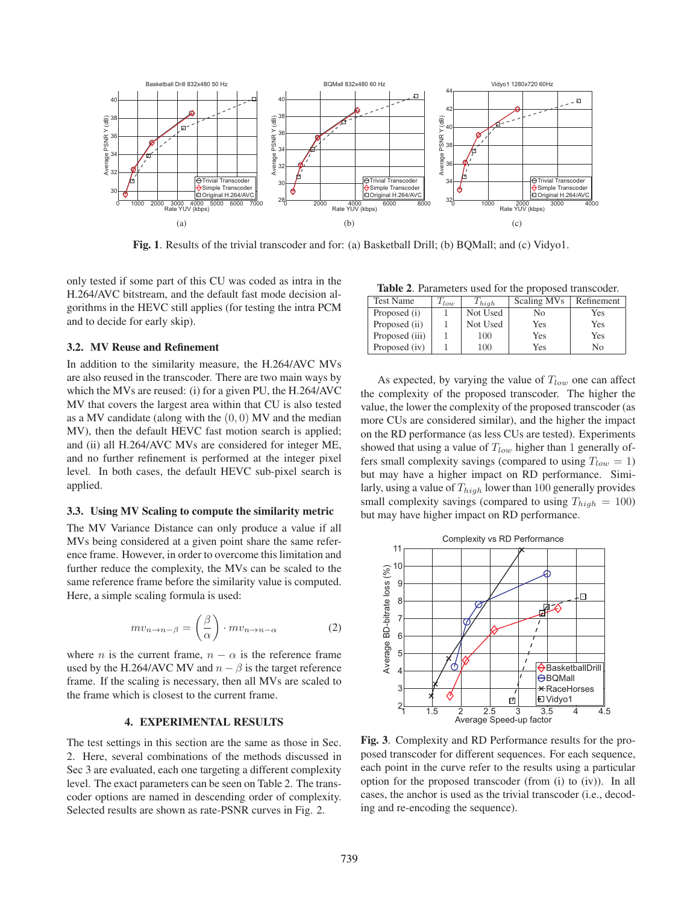**Fig. 1**. Results of the trivial transcoder and for: (a) Basketball Drill; (b) BQMall; and (c) Vidyo1.

only tested if some part of this CU was coded as intra in the H.264/AVC bitstream, and the default fast mode decision algorithms in the HEVC still applies (for testing the intra PCM and to decide for early skip).

### 3.2. MV Reuse and Refinement

In addition to the similarity measure, the H.264/AVC MVs are also reused in the transcoder. There are two main ways by which the MVs are reused: (i) for a given PU, the H.264/AVC MV that covers the largest area within that CU is also tested as a MV candidate (along with the $(0, 0)$ MV and the median MV), then the default HEVC fast motion search is applied; and (ii) all H.264/AVC MVs are considered for integer ME, and no further refinement is performed at the integer pixel level. In both cases, the default HEVC sub-pixel search is applied.

### 3.3. Using MV Scaling to compute the similarity metric

The MV Variance Distance can only produce a value if all MVs being considered at a given point share the same reference frame. However, in order to overcome this limitation and further reduce the complexity, the MVs can be scaled to the same reference frame before the similarity value is computed. Here, a simple scaling formula is used:

$$mv_{n \to n-\beta} = \left(\frac{\beta}{\alpha}\right) \cdot mv_{n \to n-\alpha} \tag{2}$$

where $n$ is the current frame, $n - \alpha$ is the reference frame used by the H.264/AVC MV and $n - \beta$ is the target reference frame. If the scaling is necessary, then all MVs are scaled to the frame which is closest to the current frame.

## 4. EXPERIMENTAL RESULTS

The test settings in this section are the same as those in Sec. 2. Here, several combinations of the methods discussed in Sec 3 are evaluated, each one targeting a different complexity level. The exact parameters can be seen on Table 2. The transcoder options are named in descending order of complexity. Selected results are shown as rate-PSNR curves in Fig. 2.

**Table 2**. Parameters used for the proposed transcoder.

| Test Name | $T_{low}$ | $T_{high}$ | Scaling MVs | Refinement |
|---|---|---|---|---|
| Proposed (i) | 1 | Not Used | No | Yes |
| Proposed (ii) | 1 | Not Used | Yes | Yes |
| Proposed (iii) | 1 | 100 | Yes | Yes |
| Proposed (iv) | 1 | 100 | Yes | No |

As expected, by varying the value of $T_{low}$ one can affect the complexity of the proposed transcoder. The higher the value, the lower the complexity of the proposed transcoder (as more CUs are considered similar), and the higher the impact on the RD performance (as less CUs are tested). Experiments showed that using a value of $T_{low}$ higher than 1 generally offers small complexity savings (compared to using $T_{low} = 1$) but may have a higher impact on RD performance. Similarly, using a value of $T_{high}$ lower than 100 generally provides small complexity savings (compared to using $T_{high} = 100$) but may have higher impact on RD performance.

**Fig. 3**. Complexity and RD Performance results for the proposed transcoder for different sequences. For each sequence, each point in the curve refer to the results using a particular option for the proposed transcoder (from (i) to (iv)). In all cases, the anchor is used as the trivial transcoder (i.e., decoding and re-encoding the sequence).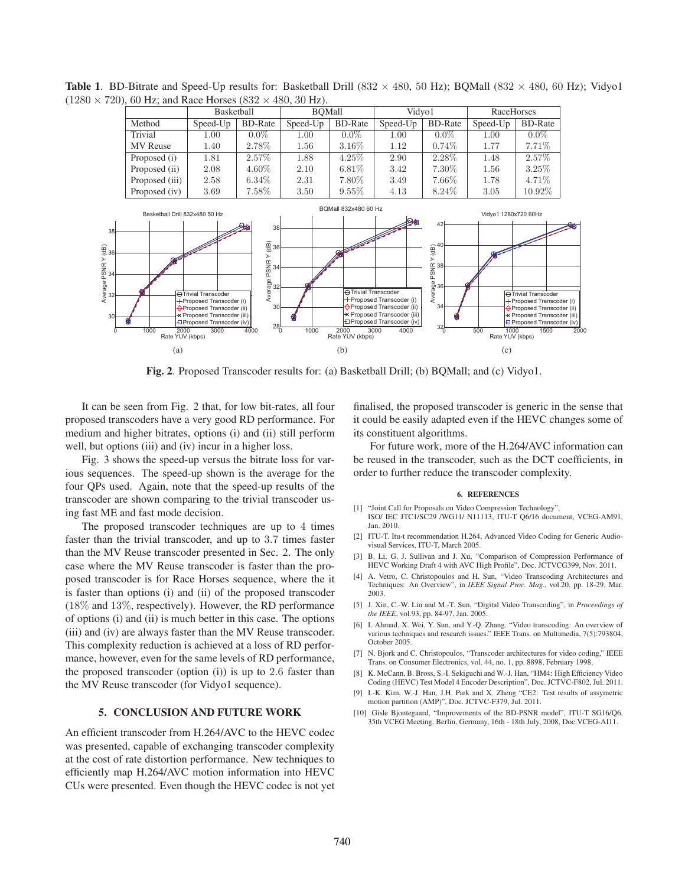**Table 1**. BD-Bitrate and Speed-Up results for: Basketball Drill (832 × 480, 50 Hz); BQMall (832 × 480, 60 Hz); Vidyo1 (1280 × 720), 60 Hz; and Race Horses (832 × 480, 30 Hz).

| | Basketball | | BQMall | | Vidyo1 | | RaceHorses | |
|---|---|---|---|---|---|---|---|---|
| Method | Speed-Up | BD-Rate | Speed-Up | BD-Rate | Speed-Up | BD-Rate | Speed-Up | BD-Rate |
| Trivial | 1.00 | 0.0% | 1.00 | 0.0% | 1.00 | 0.0% | 1.00 | 0.0% |
| MV Reuse | 1.40 | 2.78% | 1.56 | 3.16% | 1.12 | 0.74% | 1.77 | 7.71% |
| Proposed (i) | 1.81 | 2.57% | 1.88 | 4.25% | 2.90 | 2.28% | 1.48 | 2.57% |
| Proposed (ii) | 2.08 | 4.60% | 2.10 | 6.81% | 3.42 | 7.30% | 1.56 | 3.25% |
| Proposed (iii) | 2.58 | 6.34% | 2.31 | 7.80% | 3.49 | 7.66% | 1.78 | 4.71% |
| Proposed (iv) | 3.69 | 7.58% | 3.50 | 9.55% | 4.13 | 8.24% | 3.05 | 10.92% |

Basketball Drill 832x480 50 Hz
Average PSNR Y (dB)
Rate YUV (kbps)
Trivial Transcoder
Proposed Transcoder (i)
Proposed Transcoder (ii)
Proposed Transcoder (iii)
Proposed Transcoder (iv)
(a)

BQMall 832x480 60 Hz
Average PSNR Y (dB)
Rate YUV (kbps)
Trivial Transcoder
Proposed Transcoder (i)
Proposed Transcoder (ii)
Proposed Transcoder (iii)
Proposed Transcoder (iv)
(b)

Vidyo1 1280x720 60Hz
Average PSNR Y (dB)
Rate YUV (kbps)
Trivial Transcoder
Proposed Transcoder (i)
Proposed Transcoder (ii)
Proposed Transcoder (iii)
Proposed Transcoder (iv)
(c)

**Fig. 2**. Proposed Transcoder results for: (a) Basketball Drill; (b) BQMall; and (c) Vidyo1.

It can be seen from Fig. 2 that, for low bit-rates, all four proposed transcoders have a very good RD performance. For medium and higher bitrates, options (i) and (ii) still perform well, but options (iii) and (iv) incur in a higher loss.

Fig. 3 shows the speed-up versus the bitrate loss for various sequences. The speed-up shown is the average for the four QPs used. Again, note that the speed-up results of the transcoder are shown comparing to the trivial transcoder using fast ME and fast mode decision.

The proposed transcoder techniques are up to 4 times faster than the trivial transcoder, and up to 3.7 times faster than the MV Reuse transcoder presented in Sec. 2. The only case where the MV Reuse transcoder is faster than the proposed transcoder is for Race Horses sequence, where the it is faster than options (i) and (ii) of the proposed transcoder (18% and 13%, respectively). However, the RD performance of options (i) and (ii) is much better in this case. The options (iii) and (iv) are always faster than the MV Reuse transcoder. This complexity reduction is achieved at a loss of RD performance, however, even for the same levels of RD performance, the proposed transcoder (option (i)) is up to 2.6 faster than the MV Reuse transcoder (for Vidyo1 sequence).

## 5. CONCLUSION AND FUTURE WORK

An efficient transcoder from H.264/AVC to the HEVC codec was presented, capable of exchanging transcoder complexity at the cost of rate distortion performance. New techniques to efficiently map H.264/AVC motion information into HEVC CUs were presented. Even though the HEVC codec is not yet finalised, the proposed transcoder is generic in the sense that it could be easily adapted even if the HEVC changes some of its constituent algorithms.

For future work, more of the H.264/AVC information can be reused in the transcoder, such as the DCT coefficients, in order to further reduce the transcoder complexity.

## 6. REFERENCES

[1] "Joint Call for Proposals on Video Compression Technology", ISO/ IEC JTC1/SC29 /WG11/ N11113, ITU-T Q6/16 document, VCEG-AM91, Jan. 2010.

[2] ITU-T. Itu-t recommendation H.264, Advanced Video Coding for Generic Audiovisual Services, ITU-T, March 2005.

[3] B. Li, G. J. Sullivan and J. Xu, "Comparison of Compression Performance of HEVC Working Draft 4 with AVC High Profile", Doc. JCTVCG399, Nov. 2011.

[4] A. Vetro, C. Christopoulos and H. Sun, "Video Transcoding Architectures and Techniques: An Overview", in *IEEE Signal Proc. Mag.*, vol.20, pp. 18-29, Mar. 2003.

[5] J. Xin, C.-W. Lin and M.-T. Sun, "Digital Video Transcoding", in *Proceedings of the IEEE*, vol.93, pp. 84-97, Jan. 2005.

[6] I. Ahmad, X. Wei, Y. Sun, and Y.-Q. Zhang. "Video transcoding: An overview of various techniques and research issues." IEEE Trans. on Multimedia, 7(5):793804, October 2005.

[7] N. Bjork and C. Christopoulos, "Transcoder architectures for video coding," IEEE Trans. on Consumer Electronics, vol. 44, no. 1, pp. 8898, February 1998.

[8] K. McCann, B. Bross, S.-I. Sekiguchi and W.-J. Han, "HM4: High Efficiency Video Coding (HEVC) Test Model 4 Encoder Description", Doc. JCTVC-F802, Jul. 2011.

[9] I.-K. Kim, W.-J. Han, J.H. Park and X. Zheng "CE2: Test results of assymetric motion partition (AMP)", Doc. JCTVC-F379, Jul. 2011.

[10] Gisle Bjontegaard, "Improvements of the BD-PSNR model", ITU-T SG16/Q6, 35th VCEG Meeting, Berlin, Germany, 16th - 18th July, 2008, Doc.VCEG-AI11.